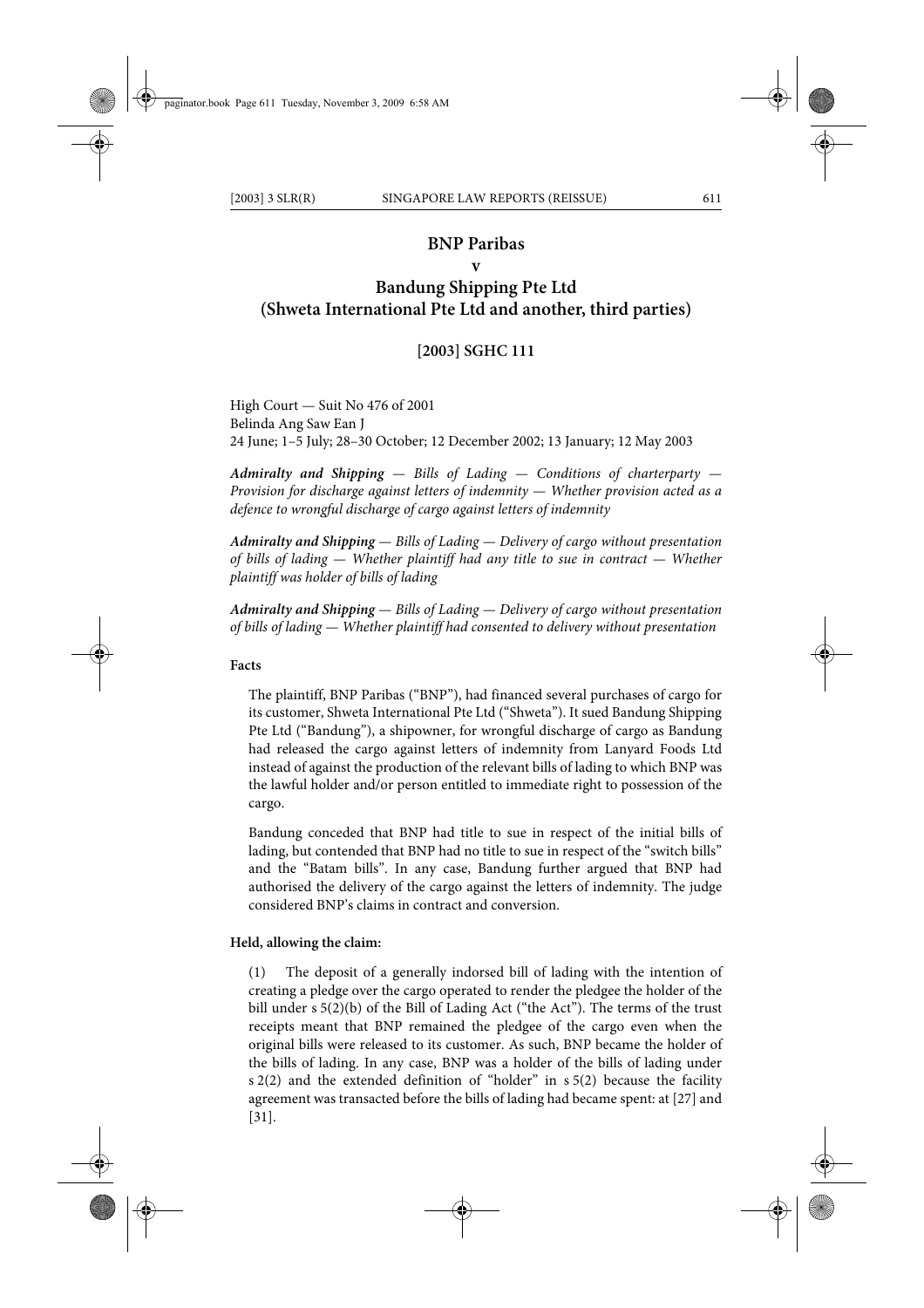# BNP Paribas
## v
# Bandung Shipping Pte Ltd
## (Shweta International Pte Ltd and another, third parties)

**[2003] SGHC 111**

High Court — Suit No 476 of 2001
Belinda Ang Saw Ean J
24 June; 1–5 July; 28–30 October; 12 December 2002; 13 January; 12 May 2003

***Admiralty and Shipping** — Bills of Lading — Conditions of charterparty — Provision for discharge against letters of indemnity — Whether provision acted as a defence to wrongful discharge of cargo against letters of indemnity*

***Admiralty and Shipping** — Bills of Lading — Delivery of cargo without presentation of bills of lading — Whether plaintiff had any title to sue in contract — Whether plaintiff was holder of bills of lading*

***Admiralty and Shipping** — Bills of Lading — Delivery of cargo without presentation of bills of lading — Whether plaintiff had consented to delivery without presentation*

### Facts

The plaintiff, BNP Paribas ("BNP"), had financed several purchases of cargo for its customer, Shweta International Pte Ltd ("Shweta"). It sued Bandung Shipping Pte Ltd ("Bandung"), a shipowner, for wrongful discharge of cargo as Bandung had released the cargo against letters of indemnity from Lanyard Foods Ltd instead of against the production of the relevant bills of lading to which BNP was the lawful holder and/or person entitled to immediate right to possession of the cargo.

Bandung conceded that BNP had title to sue in respect of the initial bills of lading, but contended that BNP had no title to sue in respect of the "switch bills" and the "Batam bills". In any case, Bandung further argued that BNP had authorised the delivery of the cargo against the letters of indemnity. The judge considered BNP's claims in contract and conversion.

### Held, allowing the claim:

(1) The deposit of a generally indorsed bill of lading with the intention of creating a pledge over the cargo operated to render the pledgee the holder of the bill under s 5(2)(b) of the Bill of Lading Act ("the Act"). The terms of the trust receipts meant that BNP remained the pledgee of the cargo even when the original bills were released to its customer. As such, BNP became the holder of the bills of lading. In any case, BNP was a holder of the bills of lading under s 2(2) and the extended definition of "holder" in s 5(2) because the facility agreement was transacted before the bills of lading had became spent: at [27] and [31].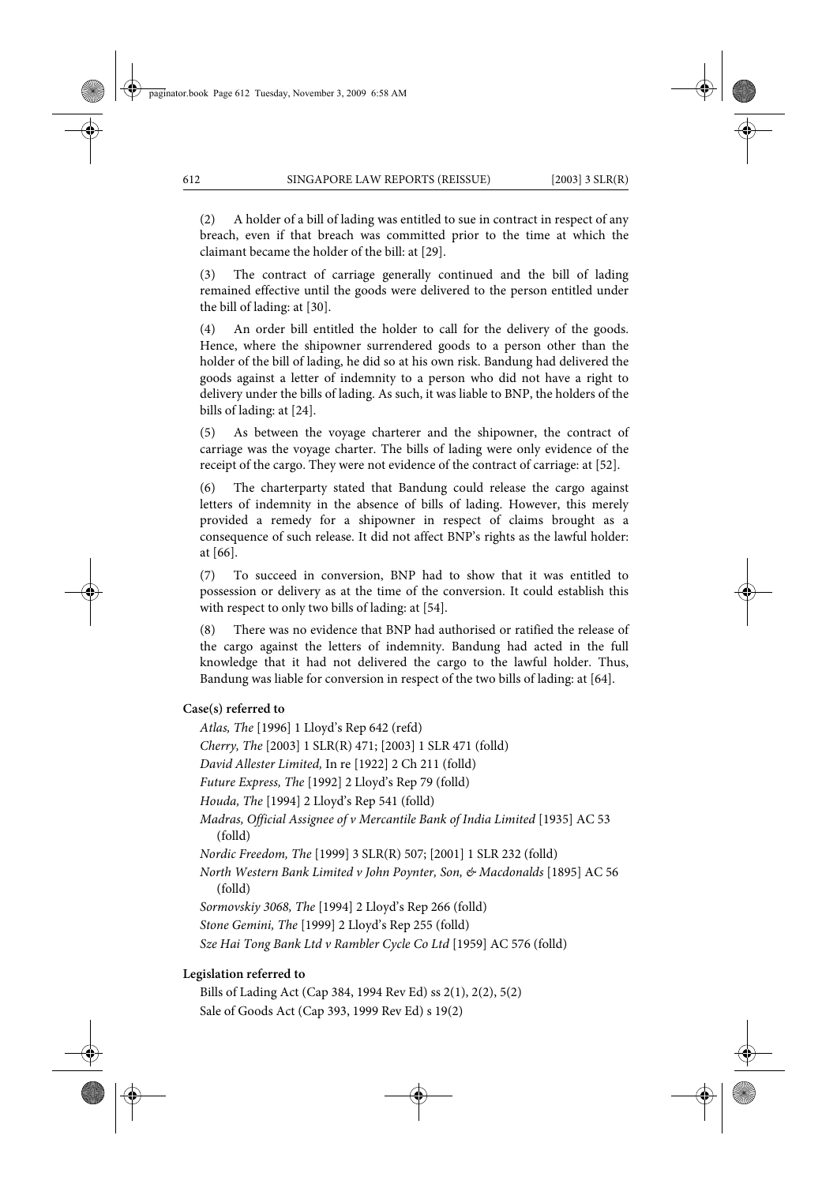(2) A holder of a bill of lading was entitled to sue in contract in respect of any breach, even if that breach was committed prior to the time at which the claimant became the holder of the bill: at [29].

(3) The contract of carriage generally continued and the bill of lading remained effective until the goods were delivered to the person entitled under the bill of lading: at [30].

(4) An order bill entitled the holder to call for the delivery of the goods. Hence, where the shipowner surrendered goods to a person other than the holder of the bill of lading, he did so at his own risk. Bandung had delivered the goods against a letter of indemnity to a person who did not have a right to delivery under the bills of lading. As such, it was liable to BNP, the holders of the bills of lading: at [24].

(5) As between the voyage charterer and the shipowner, the contract of carriage was the voyage charter. The bills of lading were only evidence of the receipt of the cargo. They were not evidence of the contract of carriage: at [52].

(6) The charterparty stated that Bandung could release the cargo against letters of indemnity in the absence of bills of lading. However, this merely provided a remedy for a shipowner in respect of claims brought as a consequence of such release. It did not affect BNP's rights as the lawful holder: at [66].

(7) To succeed in conversion, BNP had to show that it was entitled to possession or delivery as at the time of the conversion. It could establish this with respect to only two bills of lading: at [54].

(8) There was no evidence that BNP had authorised or ratified the release of the cargo against the letters of indemnity. Bandung had acted in the full knowledge that it had not delivered the cargo to the lawful holder. Thus, Bandung was liable for conversion in respect of the two bills of lading: at [64].

**Case(s) referred to**

*Atlas, The* [1996] 1 Lloyd's Rep 642 (refd)
*Cherry, The* [2003] 1 SLR(R) 471; [2003] 1 SLR 471 (folld)
*David Allester Limited,* In re [1922] 2 Ch 211 (folld)
*Future Express, The* [1992] 2 Lloyd's Rep 79 (folld)
*Houda, The* [1994] 2 Lloyd's Rep 541 (folld)
*Madras, Official Assignee of v Mercantile Bank of India Limited* [1935] AC 53 (folld)
*Nordic Freedom, The* [1999] 3 SLR(R) 507; [2001] 1 SLR 232 (folld)
*North Western Bank Limited v John Poynter, Son, & Macdonalds* [1895] AC 56 (folld)
*Sormovskiy 3068, The* [1994] 2 Lloyd's Rep 266 (folld)
*Stone Gemini, The* [1999] 2 Lloyd's Rep 255 (folld)
*Sze Hai Tong Bank Ltd v Rambler Cycle Co Ltd* [1959] AC 576 (folld)

**Legislation referred to**

Bills of Lading Act (Cap 384, 1994 Rev Ed) ss 2(1), 2(2), 5(2)
Sale of Goods Act (Cap 393, 1999 Rev Ed) s 19(2)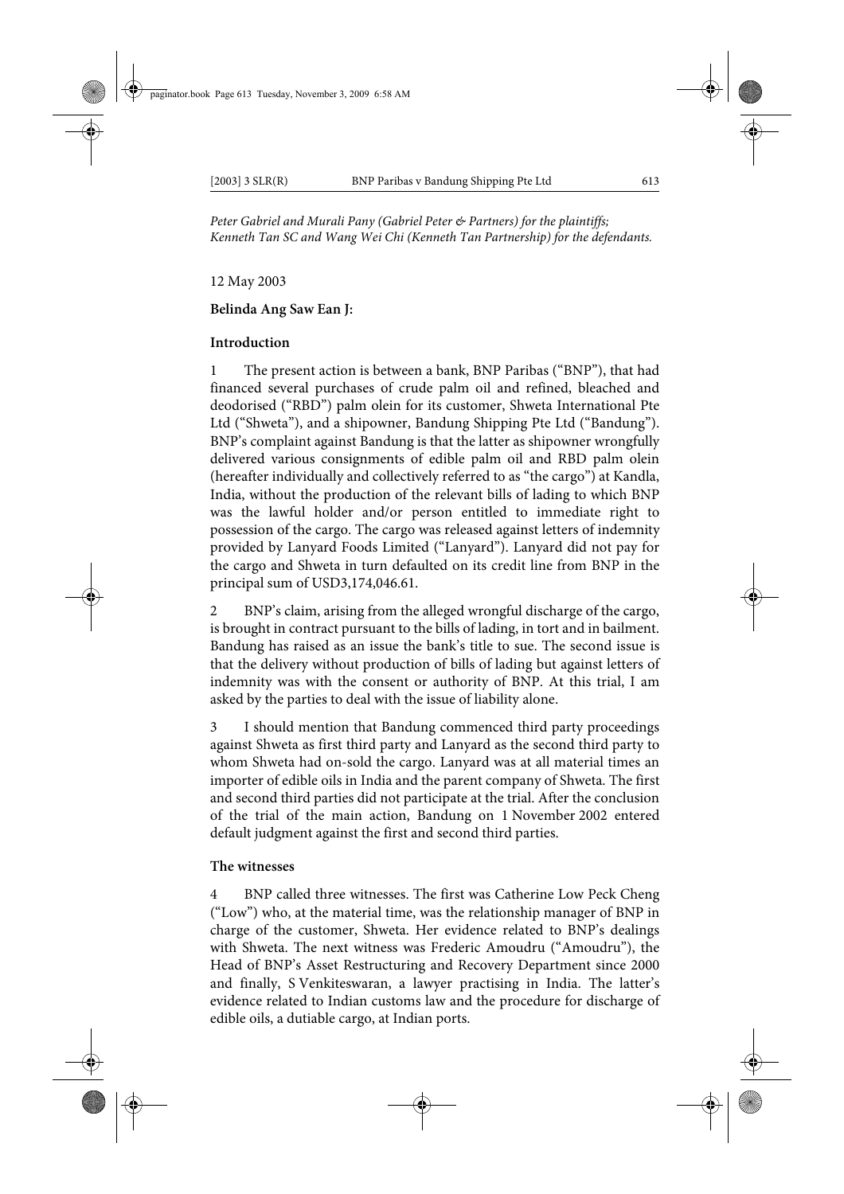*Peter Gabriel and Murali Pany (Gabriel Peter & Partners) for the plaintiffs; Kenneth Tan SC and Wang Wei Chi (Kenneth Tan Partnership) for the defendants.*

12 May 2003

**Belinda Ang Saw Ean J:**

**Introduction**

1 The present action is between a bank, BNP Paribas ("BNP"), that had financed several purchases of crude palm oil and refined, bleached and deodorised ("RBD") palm olein for its customer, Shweta International Pte Ltd ("Shweta"), and a shipowner, Bandung Shipping Pte Ltd ("Bandung"). BNP's complaint against Bandung is that the latter as shipowner wrongfully delivered various consignments of edible palm oil and RBD palm olein (hereafter individually and collectively referred to as "the cargo") at Kandla, India, without the production of the relevant bills of lading to which BNP was the lawful holder and/or person entitled to immediate right to possession of the cargo. The cargo was released against letters of indemnity provided by Lanyard Foods Limited ("Lanyard"). Lanyard did not pay for the cargo and Shweta in turn defaulted on its credit line from BNP in the principal sum of USD3,174,046.61.

2 BNP's claim, arising from the alleged wrongful discharge of the cargo, is brought in contract pursuant to the bills of lading, in tort and in bailment. Bandung has raised as an issue the bank's title to sue. The second issue is that the delivery without production of bills of lading but against letters of indemnity was with the consent or authority of BNP. At this trial, I am asked by the parties to deal with the issue of liability alone.

3 I should mention that Bandung commenced third party proceedings against Shweta as first third party and Lanyard as the second third party to whom Shweta had on-sold the cargo. Lanyard was at all material times an importer of edible oils in India and the parent company of Shweta. The first and second third parties did not participate at the trial. After the conclusion of the trial of the main action, Bandung on 1 November 2002 entered default judgment against the first and second third parties.

**The witnesses**

4 BNP called three witnesses. The first was Catherine Low Peck Cheng ("Low") who, at the material time, was the relationship manager of BNP in charge of the customer, Shweta. Her evidence related to BNP's dealings with Shweta. The next witness was Frederic Amoudru ("Amoudru"), the Head of BNP's Asset Restructuring and Recovery Department since 2000 and finally, S Venkiteswaran, a lawyer practising in India. The latter's evidence related to Indian customs law and the procedure for discharge of edible oils, a dutiable cargo, at Indian ports.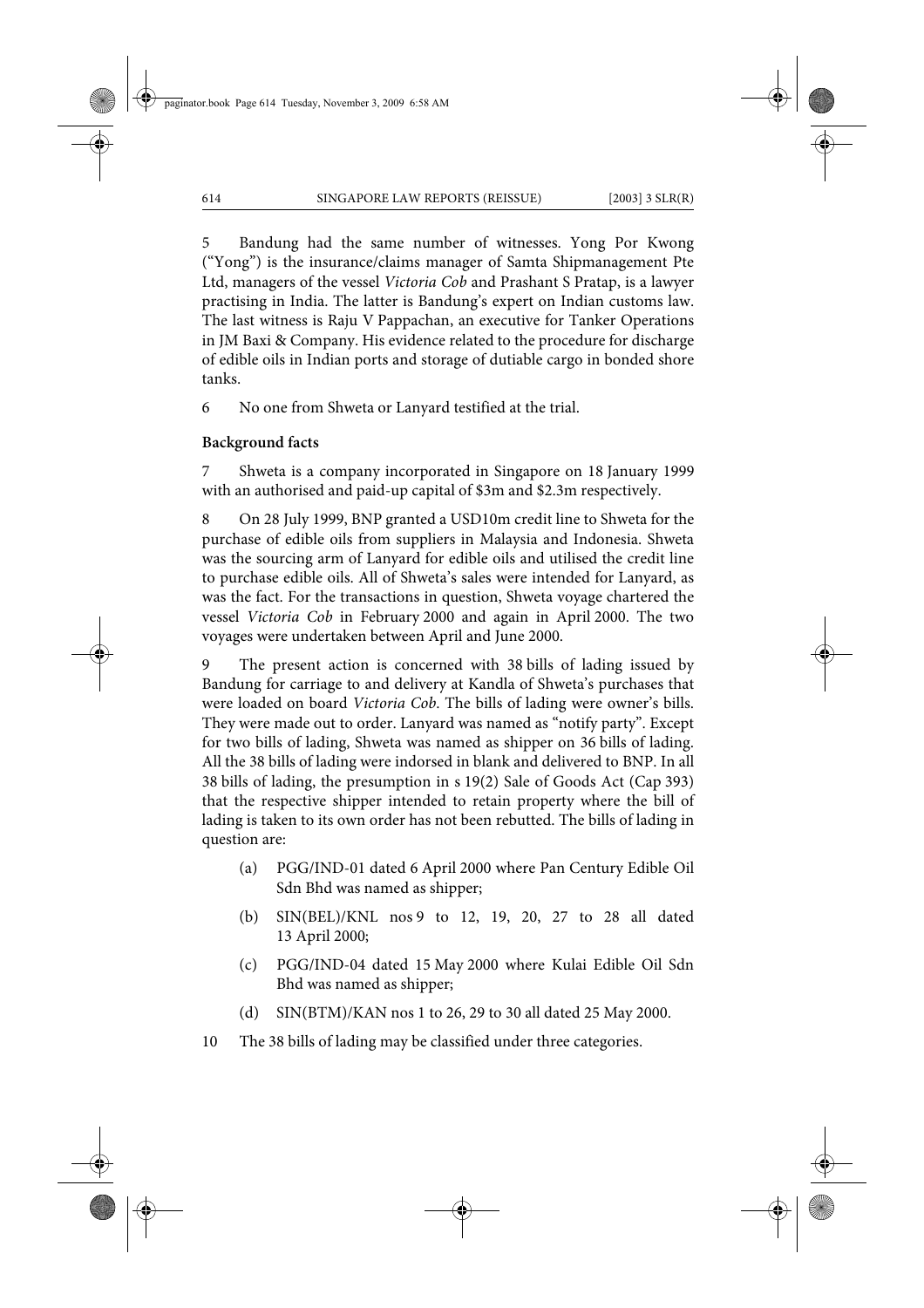5 Bandung had the same number of witnesses. Yong Por Kwong ("Yong") is the insurance/claims manager of Samta Shipmanagement Pte Ltd, managers of the vessel *Victoria Cob* and Prashant S Pratap, is a lawyer practising in India. The latter is Bandung's expert on Indian customs law. The last witness is Raju V Pappachan, an executive for Tanker Operations in JM Baxi & Company. His evidence related to the procedure for discharge of edible oils in Indian ports and storage of dutiable cargo in bonded shore tanks.

6 No one from Shweta or Lanyard testified at the trial.

**Background facts**

7 Shweta is a company incorporated in Singapore on 18 January 1999 with an authorised and paid-up capital of $3m and $2.3m respectively.

8 On 28 July 1999, BNP granted a USD10m credit line to Shweta for the purchase of edible oils from suppliers in Malaysia and Indonesia. Shweta was the sourcing arm of Lanyard for edible oils and utilised the credit line to purchase edible oils. All of Shweta's sales were intended for Lanyard, as was the fact. For the transactions in question, Shweta voyage chartered the vessel *Victoria Cob* in February 2000 and again in April 2000. The two voyages were undertaken between April and June 2000.

9 The present action is concerned with 38 bills of lading issued by Bandung for carriage to and delivery at Kandla of Shweta's purchases that were loaded on board *Victoria Cob*. The bills of lading were owner's bills. They were made out to order. Lanyard was named as "notify party". Except for two bills of lading, Shweta was named as shipper on 36 bills of lading. All the 38 bills of lading were indorsed in blank and delivered to BNP. In all 38 bills of lading, the presumption in s 19(2) Sale of Goods Act (Cap 393) that the respective shipper intended to retain property where the bill of lading is taken to its own order has not been rebutted. The bills of lading in question are:

(a) PGG/IND-01 dated 6 April 2000 where Pan Century Edible Oil Sdn Bhd was named as shipper;

(b) SIN(BEL)/KNL nos 9 to 12, 19, 20, 27 to 28 all dated 13 April 2000;

(c) PGG/IND-04 dated 15 May 2000 where Kulai Edible Oil Sdn Bhd was named as shipper;

(d) SIN(BTM)/KAN nos 1 to 26, 29 to 30 all dated 25 May 2000.

10 The 38 bills of lading may be classified under three categories.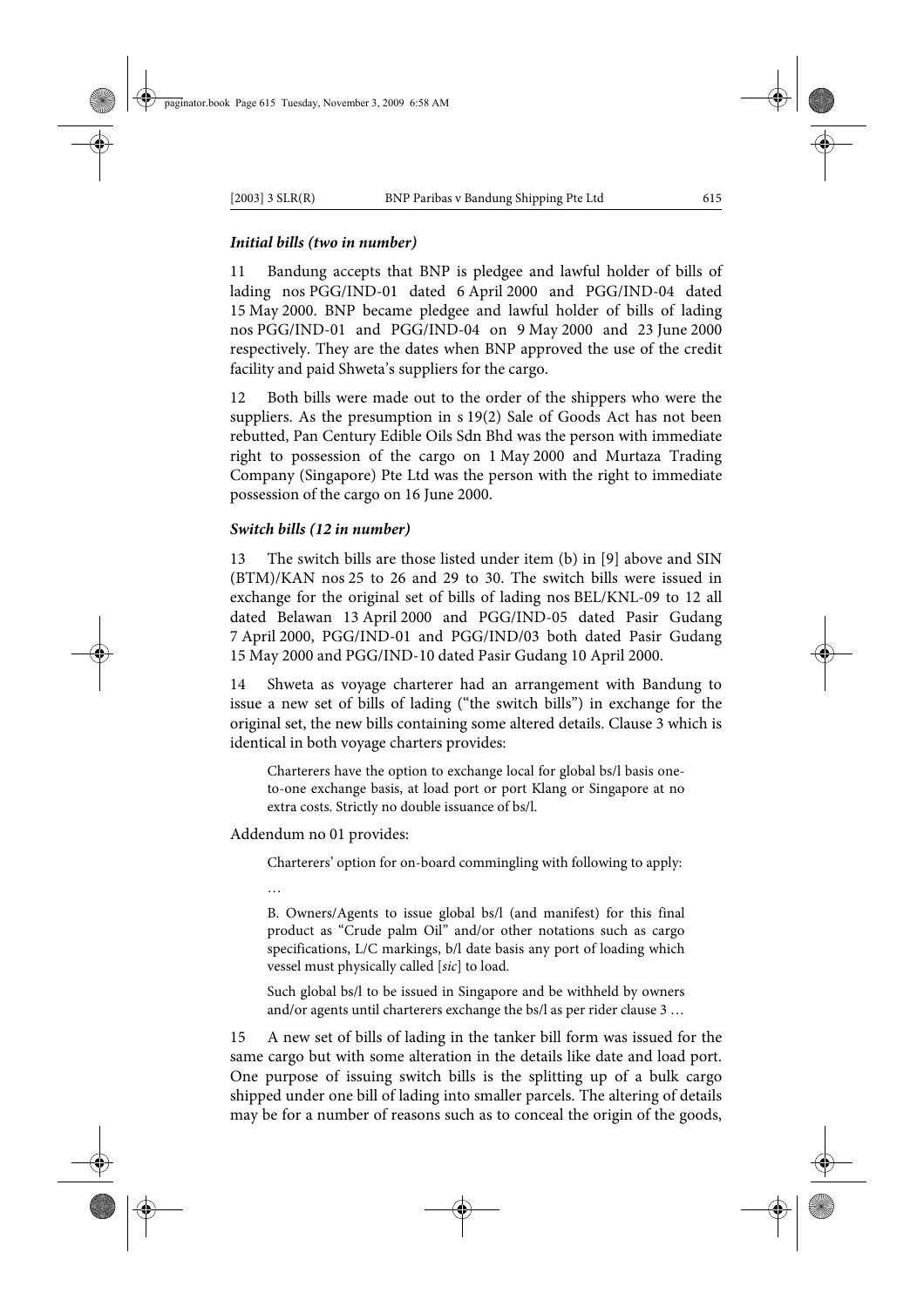***Initial bills (two in number)***

11 Bandung accepts that BNP is pledgee and lawful holder of bills of lading nos PGG/IND-01 dated 6 April 2000 and PGG/IND-04 dated 15 May 2000. BNP became pledgee and lawful holder of bills of lading nos PGG/IND-01 and PGG/IND-04 on 9 May 2000 and 23 June 2000 respectively. They are the dates when BNP approved the use of the credit facility and paid Shweta's suppliers for the cargo.

12 Both bills were made out to the order of the shippers who were the suppliers. As the presumption in s 19(2) Sale of Goods Act has not been rebutted, Pan Century Edible Oils Sdn Bhd was the person with immediate right to possession of the cargo on 1 May 2000 and Murtaza Trading Company (Singapore) Pte Ltd was the person with the right to immediate possession of the cargo on 16 June 2000.

***Switch bills (12 in number)***

13 The switch bills are those listed under item (b) in [9] above and SIN (BTM)/KAN nos 25 to 26 and 29 to 30. The switch bills were issued in exchange for the original set of bills of lading nos BEL/KNL-09 to 12 all dated Belawan 13 April 2000 and PGG/IND-05 dated Pasir Gudang 7 April 2000, PGG/IND-01 and PGG/IND/03 both dated Pasir Gudang 15 May 2000 and PGG/IND-10 dated Pasir Gudang 10 April 2000.

14 Shweta as voyage charterer had an arrangement with Bandung to issue a new set of bills of lading ("the switch bills") in exchange for the original set, the new bills containing some altered details. Clause 3 which is identical in both voyage charters provides:

> Charterers have the option to exchange local for global bs/l basis one-to-one exchange basis, at load port or port Klang or Singapore at no extra costs. Strictly no double issuance of bs/l.

Addendum no 01 provides:

> Charterers' option for on-board commingling with following to apply:
>
> …
>
> B. Owners/Agents to issue global bs/l (and manifest) for this final product as "Crude palm Oil" and/or other notations such as cargo specifications, L/C markings, b/l date basis any port of loading which vessel must physically called [*sic*] to load.
>
> Such global bs/l to be issued in Singapore and be withheld by owners and/or agents until charterers exchange the bs/l as per rider clause 3 …

15 A new set of bills of lading in the tanker bill form was issued for the same cargo but with some alteration in the details like date and load port. One purpose of issuing switch bills is the splitting up of a bulk cargo shipped under one bill of lading into smaller parcels. The altering of details may be for a number of reasons such as to conceal the origin of the goods,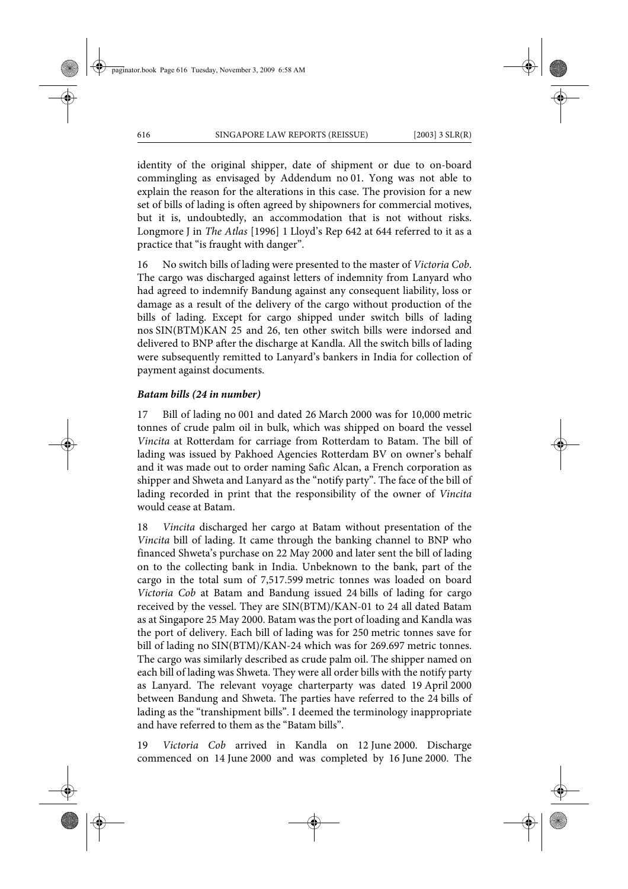identity of the original shipper, date of shipment or due to on-board commingling as envisaged by Addendum no 01. Yong was not able to explain the reason for the alterations in this case. The provision for a new set of bills of lading is often agreed by shipowners for commercial motives, but it is, undoubtedly, an accommodation that is not without risks. Longmore J in *The Atlas* [1996] 1 Lloyd's Rep 642 at 644 referred to it as a practice that "is fraught with danger".

16 No switch bills of lading were presented to the master of *Victoria Cob*. The cargo was discharged against letters of indemnity from Lanyard who had agreed to indemnify Bandung against any consequent liability, loss or damage as a result of the delivery of the cargo without production of the bills of lading. Except for cargo shipped under switch bills of lading nos SIN(BTM)KAN 25 and 26, ten other switch bills were indorsed and delivered to BNP after the discharge at Kandla. All the switch bills of lading were subsequently remitted to Lanyard's bankers in India for collection of payment against documents.

***Batam bills (24 in number)***

17 Bill of lading no 001 and dated 26 March 2000 was for 10,000 metric tonnes of crude palm oil in bulk, which was shipped on board the vessel *Vincita* at Rotterdam for carriage from Rotterdam to Batam. The bill of lading was issued by Pakhoed Agencies Rotterdam BV on owner's behalf and it was made out to order naming Safic Alcan, a French corporation as shipper and Shweta and Lanyard as the "notify party". The face of the bill of lading recorded in print that the responsibility of the owner of *Vincita* would cease at Batam.

18 *Vincita* discharged her cargo at Batam without presentation of the *Vincita* bill of lading. It came through the banking channel to BNP who financed Shweta's purchase on 22 May 2000 and later sent the bill of lading on to the collecting bank in India. Unbeknown to the bank, part of the cargo in the total sum of 7,517.599 metric tonnes was loaded on board *Victoria Cob* at Batam and Bandung issued 24 bills of lading for cargo received by the vessel. They are SIN(BTM)/KAN-01 to 24 all dated Batam as at Singapore 25 May 2000. Batam was the port of loading and Kandla was the port of delivery. Each bill of lading was for 250 metric tonnes save for bill of lading no SIN(BTM)/KAN-24 which was for 269.697 metric tonnes. The cargo was similarly described as crude palm oil. The shipper named on each bill of lading was Shweta. They were all order bills with the notify party as Lanyard. The relevant voyage charterparty was dated 19 April 2000 between Bandung and Shweta. The parties have referred to the 24 bills of lading as the "transhipment bills". I deemed the terminology inappropriate and have referred to them as the "Batam bills".

19 *Victoria Cob* arrived in Kandla on 12 June 2000. Discharge commenced on 14 June 2000 and was completed by 16 June 2000. The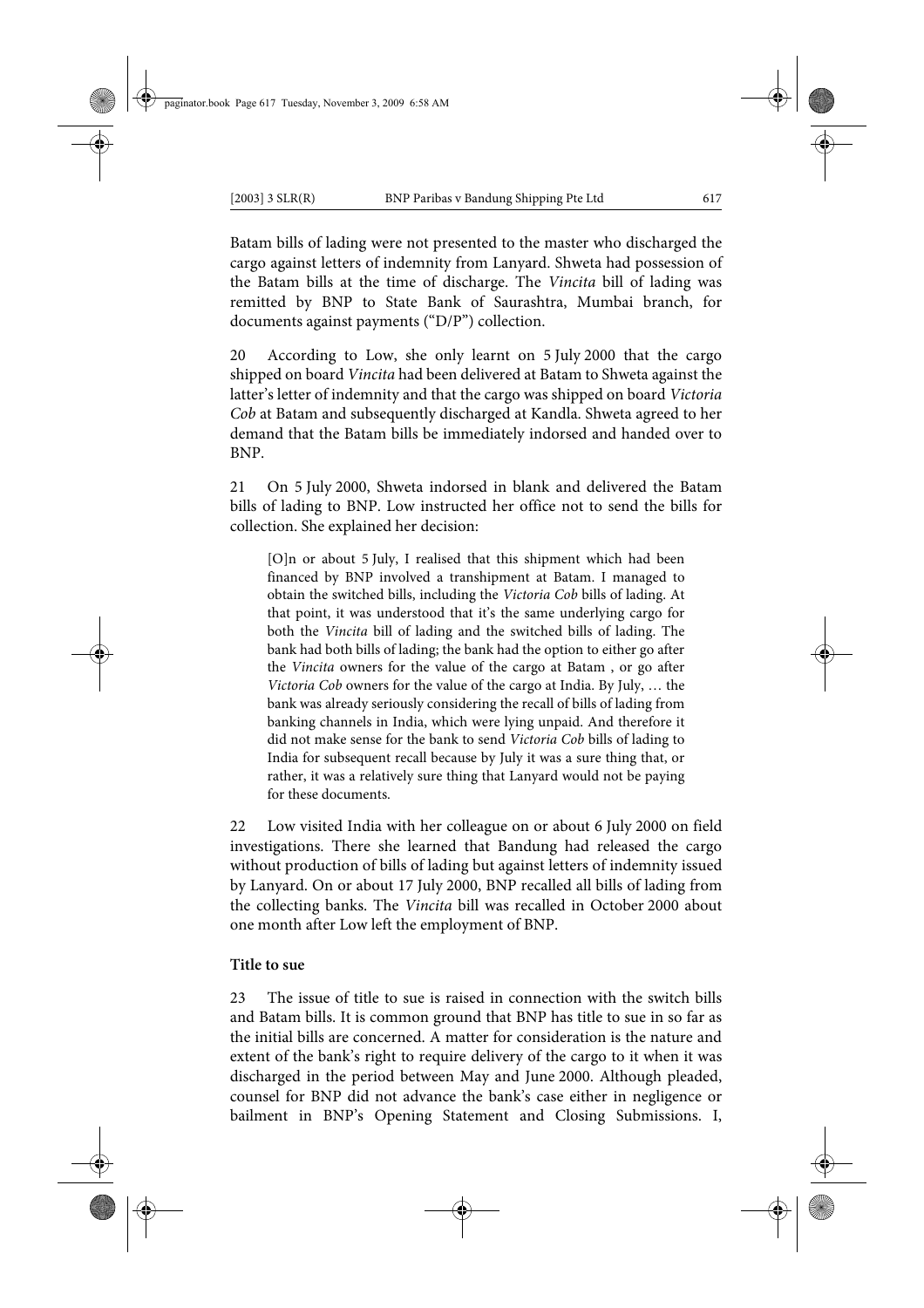Batam bills of lading were not presented to the master who discharged the cargo against letters of indemnity from Lanyard. Shweta had possession of the Batam bills at the time of discharge. The *Vincita* bill of lading was remitted by BNP to State Bank of Saurashtra, Mumbai branch, for documents against payments ("D/P") collection.

20 According to Low, she only learnt on 5 July 2000 that the cargo shipped on board *Vincita* had been delivered at Batam to Shweta against the latter's letter of indemnity and that the cargo was shipped on board *Victoria Cob* at Batam and subsequently discharged at Kandla. Shweta agreed to her demand that the Batam bills be immediately indorsed and handed over to BNP.

21 On 5 July 2000, Shweta indorsed in blank and delivered the Batam bills of lading to BNP. Low instructed her office not to send the bills for collection. She explained her decision:

> [O]n or about 5 July, I realised that this shipment which had been financed by BNP involved a transhipment at Batam. I managed to obtain the switched bills, including the *Victoria Cob* bills of lading. At that point, it was understood that it's the same underlying cargo for both the *Vincita* bill of lading and the switched bills of lading. The bank had both bills of lading; the bank had the option to either go after the *Vincita* owners for the value of the cargo at Batam , or go after *Victoria Cob* owners for the value of the cargo at India. By July, … the bank was already seriously considering the recall of bills of lading from banking channels in India, which were lying unpaid. And therefore it did not make sense for the bank to send *Victoria Cob* bills of lading to India for subsequent recall because by July it was a sure thing that, or rather, it was a relatively sure thing that Lanyard would not be paying for these documents.

22 Low visited India with her colleague on or about 6 July 2000 on field investigations. There she learned that Bandung had released the cargo without production of bills of lading but against letters of indemnity issued by Lanyard. On or about 17 July 2000, BNP recalled all bills of lading from the collecting banks. The *Vincita* bill was recalled in October 2000 about one month after Low left the employment of BNP.

**Title to sue**

23 The issue of title to sue is raised in connection with the switch bills and Batam bills. It is common ground that BNP has title to sue in so far as the initial bills are concerned. A matter for consideration is the nature and extent of the bank's right to require delivery of the cargo to it when it was discharged in the period between May and June 2000. Although pleaded, counsel for BNP did not advance the bank's case either in negligence or bailment in BNP's Opening Statement and Closing Submissions. I,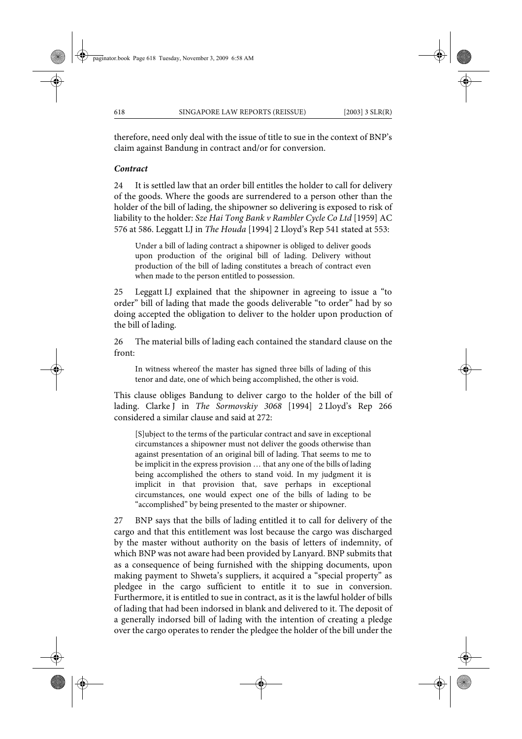therefore, need only deal with the issue of title to sue in the context of BNP's claim against Bandung in contract and/or for conversion.

***Contract***

24 It is settled law that an order bill entitles the holder to call for delivery of the goods. Where the goods are surrendered to a person other than the holder of the bill of lading, the shipowner so delivering is exposed to risk of liability to the holder: *Sze Hai Tong Bank v Rambler Cycle Co Ltd* [1959] AC 576 at 586. Leggatt LJ in *The Houda* [1994] 2 Lloyd's Rep 541 stated at 553:

> Under a bill of lading contract a shipowner is obliged to deliver goods upon production of the original bill of lading. Delivery without production of the bill of lading constitutes a breach of contract even when made to the person entitled to possession.

25 Leggatt LJ explained that the shipowner in agreeing to issue a "to order" bill of lading that made the goods deliverable "to order" had by so doing accepted the obligation to deliver to the holder upon production of the bill of lading.

26 The material bills of lading each contained the standard clause on the front:

> In witness whereof the master has signed three bills of lading of this tenor and date, one of which being accomplished, the other is void.

This clause obliges Bandung to deliver cargo to the holder of the bill of lading. Clarke J in *The Sormovskiy 3068* [1994] 2 Lloyd's Rep 266 considered a similar clause and said at 272:

> [S]ubject to the terms of the particular contract and save in exceptional circumstances a shipowner must not deliver the goods otherwise than against presentation of an original bill of lading. That seems to me to be implicit in the express provision … that any one of the bills of lading being accomplished the others to stand void. In my judgment it is implicit in that provision that, save perhaps in exceptional circumstances, one would expect one of the bills of lading to be "accomplished" by being presented to the master or shipowner.

27 BNP says that the bills of lading entitled it to call for delivery of the cargo and that this entitlement was lost because the cargo was discharged by the master without authority on the basis of letters of indemnity, of which BNP was not aware had been provided by Lanyard. BNP submits that as a consequence of being furnished with the shipping documents, upon making payment to Shweta's suppliers, it acquired a "special property" as pledgee in the cargo sufficient to entitle it to sue in conversion. Furthermore, it is entitled to sue in contract, as it is the lawful holder of bills of lading that had been indorsed in blank and delivered to it. The deposit of a generally indorsed bill of lading with the intention of creating a pledge over the cargo operates to render the pledgee the holder of the bill under the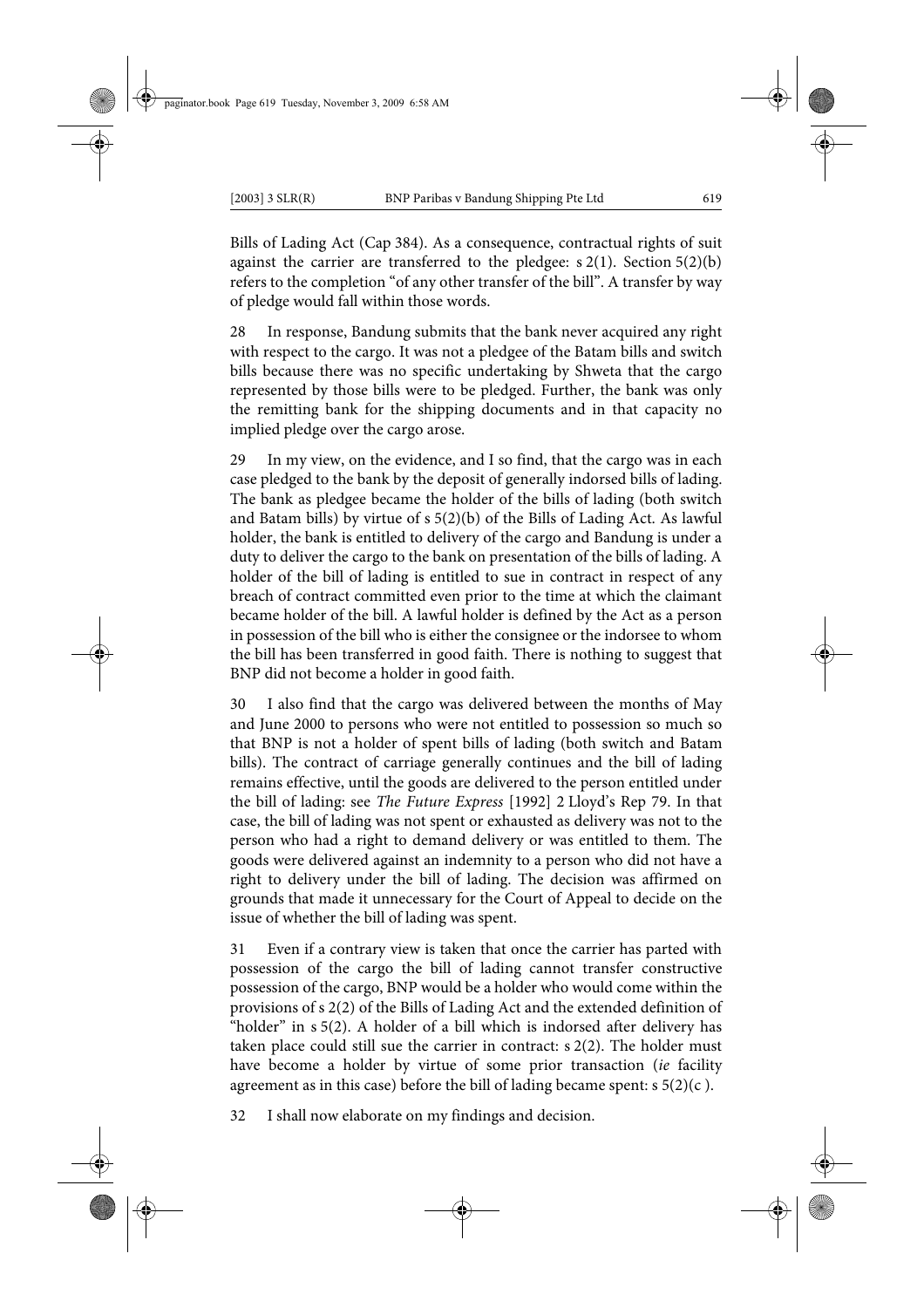Bills of Lading Act (Cap 384). As a consequence, contractual rights of suit against the carrier are transferred to the pledgee: s 2(1). Section 5(2)(b) refers to the completion "of any other transfer of the bill". A transfer by way of pledge would fall within those words.

28 In response, Bandung submits that the bank never acquired any right with respect to the cargo. It was not a pledgee of the Batam bills and switch bills because there was no specific undertaking by Shweta that the cargo represented by those bills were to be pledged. Further, the bank was only the remitting bank for the shipping documents and in that capacity no implied pledge over the cargo arose.

29 In my view, on the evidence, and I so find, that the cargo was in each case pledged to the bank by the deposit of generally indorsed bills of lading. The bank as pledgee became the holder of the bills of lading (both switch and Batam bills) by virtue of s 5(2)(b) of the Bills of Lading Act. As lawful holder, the bank is entitled to delivery of the cargo and Bandung is under a duty to deliver the cargo to the bank on presentation of the bills of lading. A holder of the bill of lading is entitled to sue in contract in respect of any breach of contract committed even prior to the time at which the claimant became holder of the bill. A lawful holder is defined by the Act as a person in possession of the bill who is either the consignee or the indorsee to whom the bill has been transferred in good faith. There is nothing to suggest that BNP did not become a holder in good faith.

30 I also find that the cargo was delivered between the months of May and June 2000 to persons who were not entitled to possession so much so that BNP is not a holder of spent bills of lading (both switch and Batam bills). The contract of carriage generally continues and the bill of lading remains effective, until the goods are delivered to the person entitled under the bill of lading: see *The Future Express* [1992] 2 Lloyd's Rep 79. In that case, the bill of lading was not spent or exhausted as delivery was not to the person who had a right to demand delivery or was entitled to them. The goods were delivered against an indemnity to a person who did not have a right to delivery under the bill of lading. The decision was affirmed on grounds that made it unnecessary for the Court of Appeal to decide on the issue of whether the bill of lading was spent.

31 Even if a contrary view is taken that once the carrier has parted with possession of the cargo the bill of lading cannot transfer constructive possession of the cargo, BNP would be a holder who would come within the provisions of s 2(2) of the Bills of Lading Act and the extended definition of "holder" in s 5(2). A holder of a bill which is indorsed after delivery has taken place could still sue the carrier in contract: s 2(2). The holder must have become a holder by virtue of some prior transaction (*ie* facility agreement as in this case) before the bill of lading became spent: s 5(2)(c ).

32 I shall now elaborate on my findings and decision.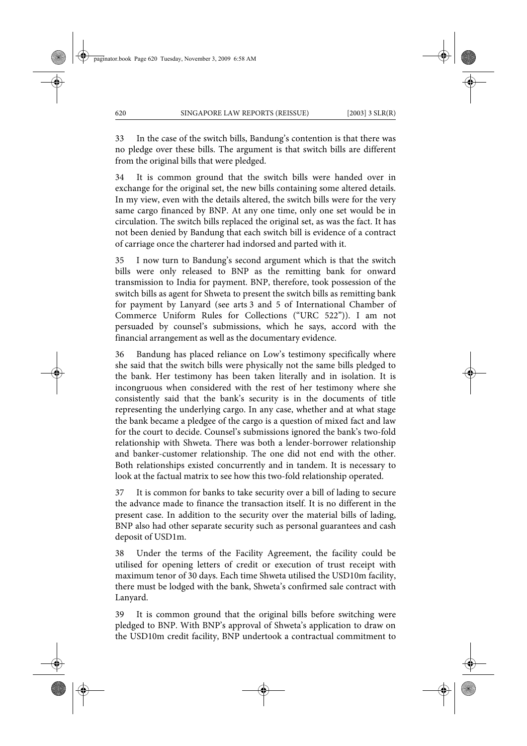33 In the case of the switch bills, Bandung's contention is that there was no pledge over these bills. The argument is that switch bills are different from the original bills that were pledged.

34 It is common ground that the switch bills were handed over in exchange for the original set, the new bills containing some altered details. In my view, even with the details altered, the switch bills were for the very same cargo financed by BNP. At any one time, only one set would be in circulation. The switch bills replaced the original set, as was the fact. It has not been denied by Bandung that each switch bill is evidence of a contract of carriage once the charterer had indorsed and parted with it.

35 I now turn to Bandung's second argument which is that the switch bills were only released to BNP as the remitting bank for onward transmission to India for payment. BNP, therefore, took possession of the switch bills as agent for Shweta to present the switch bills as remitting bank for payment by Lanyard (see arts 3 and 5 of International Chamber of Commerce Uniform Rules for Collections ("URC 522")). I am not persuaded by counsel's submissions, which he says, accord with the financial arrangement as well as the documentary evidence.

36 Bandung has placed reliance on Low's testimony specifically where she said that the switch bills were physically not the same bills pledged to the bank. Her testimony has been taken literally and in isolation. It is incongruous when considered with the rest of her testimony where she consistently said that the bank's security is in the documents of title representing the underlying cargo. In any case, whether and at what stage the bank became a pledgee of the cargo is a question of mixed fact and law for the court to decide. Counsel's submissions ignored the bank's two-fold relationship with Shweta. There was both a lender-borrower relationship and banker-customer relationship. The one did not end with the other. Both relationships existed concurrently and in tandem. It is necessary to look at the factual matrix to see how this two-fold relationship operated.

37 It is common for banks to take security over a bill of lading to secure the advance made to finance the transaction itself. It is no different in the present case. In addition to the security over the material bills of lading, BNP also had other separate security such as personal guarantees and cash deposit of USD1m.

38 Under the terms of the Facility Agreement, the facility could be utilised for opening letters of credit or execution of trust receipt with maximum tenor of 30 days. Each time Shweta utilised the USD10m facility, there must be lodged with the bank, Shweta's confirmed sale contract with Lanyard.

39 It is common ground that the original bills before switching were pledged to BNP. With BNP's approval of Shweta's application to draw on the USD10m credit facility, BNP undertook a contractual commitment to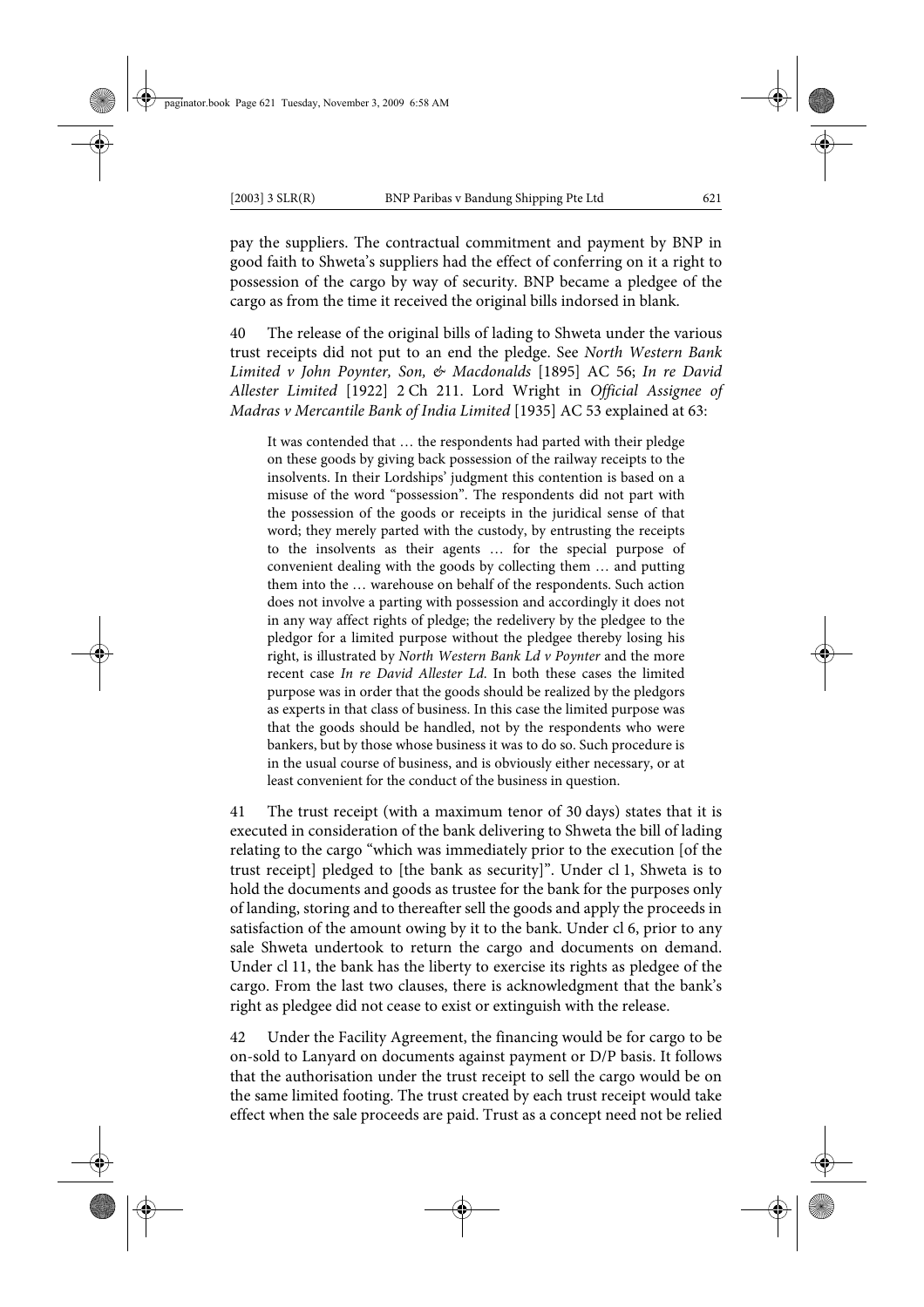pay the suppliers. The contractual commitment and payment by BNP in good faith to Shweta's suppliers had the effect of conferring on it a right to possession of the cargo by way of security. BNP became a pledgee of the cargo as from the time it received the original bills indorsed in blank.

40 The release of the original bills of lading to Shweta under the various trust receipts did not put to an end the pledge. See *North Western Bank Limited v John Poynter, Son, & Macdonalds* [1895] AC 56; *In re David Allester Limited* [1922] 2 Ch 211. Lord Wright in *Official Assignee of Madras v Mercantile Bank of India Limited* [1935] AC 53 explained at 63:

> It was contended that … the respondents had parted with their pledge on these goods by giving back possession of the railway receipts to the insolvents. In their Lordships' judgment this contention is based on a misuse of the word "possession". The respondents did not part with the possession of the goods or receipts in the juridical sense of that word; they merely parted with the custody, by entrusting the receipts to the insolvents as their agents … for the special purpose of convenient dealing with the goods by collecting them … and putting them into the … warehouse on behalf of the respondents. Such action does not involve a parting with possession and accordingly it does not in any way affect rights of pledge; the redelivery by the pledgee to the pledgor for a limited purpose without the pledgee thereby losing his right, is illustrated by *North Western Bank Ld v Poynter* and the more recent case *In re David Allester Ld.* In both these cases the limited purpose was in order that the goods should be realized by the pledgors as experts in that class of business. In this case the limited purpose was that the goods should be handled, not by the respondents who were bankers, but by those whose business it was to do so. Such procedure is in the usual course of business, and is obviously either necessary, or at least convenient for the conduct of the business in question.

41 The trust receipt (with a maximum tenor of 30 days) states that it is executed in consideration of the bank delivering to Shweta the bill of lading relating to the cargo "which was immediately prior to the execution [of the trust receipt] pledged to [the bank as security]". Under cl 1, Shweta is to hold the documents and goods as trustee for the bank for the purposes only of landing, storing and to thereafter sell the goods and apply the proceeds in satisfaction of the amount owing by it to the bank. Under cl 6, prior to any sale Shweta undertook to return the cargo and documents on demand. Under cl 11, the bank has the liberty to exercise its rights as pledgee of the cargo. From the last two clauses, there is acknowledgment that the bank's right as pledgee did not cease to exist or extinguish with the release.

42 Under the Facility Agreement, the financing would be for cargo to be on-sold to Lanyard on documents against payment or D/P basis. It follows that the authorisation under the trust receipt to sell the cargo would be on the same limited footing. The trust created by each trust receipt would take effect when the sale proceeds are paid. Trust as a concept need not be relied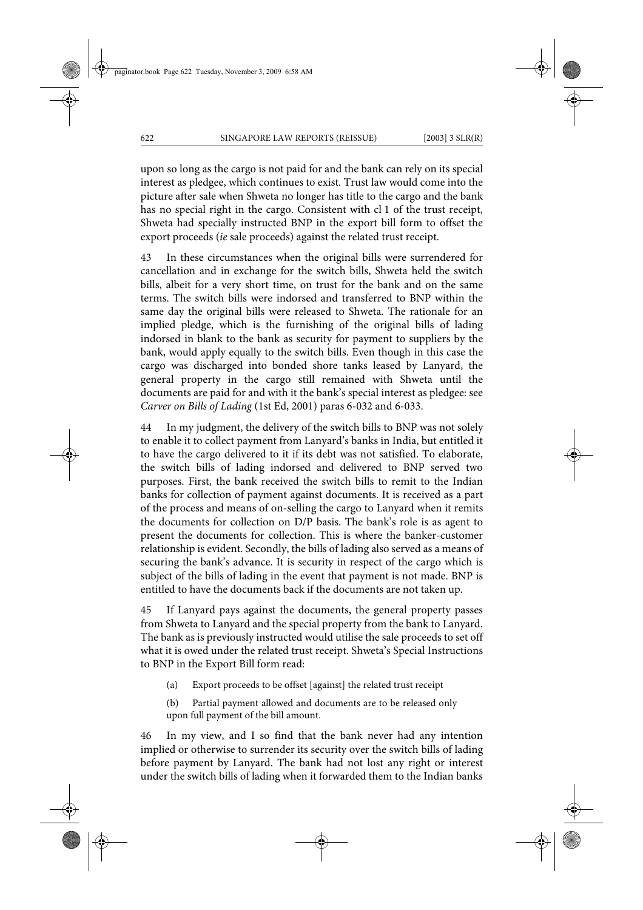upon so long as the cargo is not paid for and the bank can rely on its special interest as pledgee, which continues to exist. Trust law would come into the picture after sale when Shweta no longer has title to the cargo and the bank has no special right in the cargo. Consistent with cl 1 of the trust receipt, Shweta had specially instructed BNP in the export bill form to offset the export proceeds (*ie* sale proceeds) against the related trust receipt.

43 In these circumstances when the original bills were surrendered for cancellation and in exchange for the switch bills, Shweta held the switch bills, albeit for a very short time, on trust for the bank and on the same terms. The switch bills were indorsed and transferred to BNP within the same day the original bills were released to Shweta. The rationale for an implied pledge, which is the furnishing of the original bills of lading indorsed in blank to the bank as security for payment to suppliers by the bank, would apply equally to the switch bills. Even though in this case the cargo was discharged into bonded shore tanks leased by Lanyard, the general property in the cargo still remained with Shweta until the documents are paid for and with it the bank's special interest as pledgee: see *Carver on Bills of Lading* (1st Ed, 2001) paras 6-032 and 6-033.

44 In my judgment, the delivery of the switch bills to BNP was not solely to enable it to collect payment from Lanyard's banks in India, but entitled it to have the cargo delivered to it if its debt was not satisfied. To elaborate, the switch bills of lading indorsed and delivered to BNP served two purposes. First, the bank received the switch bills to remit to the Indian banks for collection of payment against documents. It is received as a part of the process and means of on-selling the cargo to Lanyard when it remits the documents for collection on D/P basis. The bank's role is as agent to present the documents for collection. This is where the banker-customer relationship is evident. Secondly, the bills of lading also served as a means of securing the bank's advance. It is security in respect of the cargo which is subject of the bills of lading in the event that payment is not made. BNP is entitled to have the documents back if the documents are not taken up.

45 If Lanyard pays against the documents, the general property passes from Shweta to Lanyard and the special property from the bank to Lanyard. The bank as is previously instructed would utilise the sale proceeds to set off what it is owed under the related trust receipt. Shweta's Special Instructions to BNP in the Export Bill form read:

> (a) Export proceeds to be offset [against] the related trust receipt
>
> (b) Partial payment allowed and documents are to be released only upon full payment of the bill amount.

46 In my view, and I so find that the bank never had any intention implied or otherwise to surrender its security over the switch bills of lading before payment by Lanyard. The bank had not lost any right or interest under the switch bills of lading when it forwarded them to the Indian banks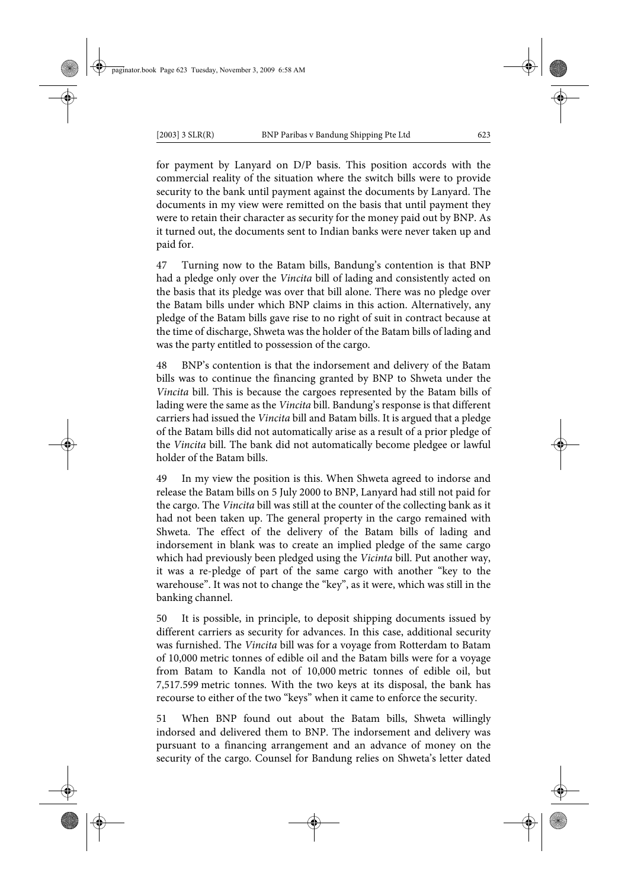for payment by Lanyard on D/P basis. This position accords with the commercial reality of the situation where the switch bills were to provide security to the bank until payment against the documents by Lanyard. The documents in my view were remitted on the basis that until payment they were to retain their character as security for the money paid out by BNP. As it turned out, the documents sent to Indian banks were never taken up and paid for.

47 Turning now to the Batam bills, Bandung's contention is that BNP had a pledge only over the *Vincita* bill of lading and consistently acted on the basis that its pledge was over that bill alone. There was no pledge over the Batam bills under which BNP claims in this action. Alternatively, any pledge of the Batam bills gave rise to no right of suit in contract because at the time of discharge, Shweta was the holder of the Batam bills of lading and was the party entitled to possession of the cargo.

48 BNP's contention is that the indorsement and delivery of the Batam bills was to continue the financing granted by BNP to Shweta under the *Vincita* bill. This is because the cargoes represented by the Batam bills of lading were the same as the *Vincita* bill. Bandung's response is that different carriers had issued the *Vincita* bill and Batam bills. It is argued that a pledge of the Batam bills did not automatically arise as a result of a prior pledge of the *Vincita* bill. The bank did not automatically become pledgee or lawful holder of the Batam bills.

49 In my view the position is this. When Shweta agreed to indorse and release the Batam bills on 5 July 2000 to BNP, Lanyard had still not paid for the cargo. The *Vincita* bill was still at the counter of the collecting bank as it had not been taken up. The general property in the cargo remained with Shweta. The effect of the delivery of the Batam bills of lading and indorsement in blank was to create an implied pledge of the same cargo which had previously been pledged using the *Vicinta* bill. Put another way, it was a re-pledge of part of the same cargo with another "key to the warehouse". It was not to change the "key", as it were, which was still in the banking channel.

50 It is possible, in principle, to deposit shipping documents issued by different carriers as security for advances. In this case, additional security was furnished. The *Vincita* bill was for a voyage from Rotterdam to Batam of 10,000 metric tonnes of edible oil and the Batam bills were for a voyage from Batam to Kandla not of 10,000 metric tonnes of edible oil, but 7,517.599 metric tonnes. With the two keys at its disposal, the bank has recourse to either of the two "keys" when it came to enforce the security.

51 When BNP found out about the Batam bills, Shweta willingly indorsed and delivered them to BNP. The indorsement and delivery was pursuant to a financing arrangement and an advance of money on the security of the cargo. Counsel for Bandung relies on Shweta's letter dated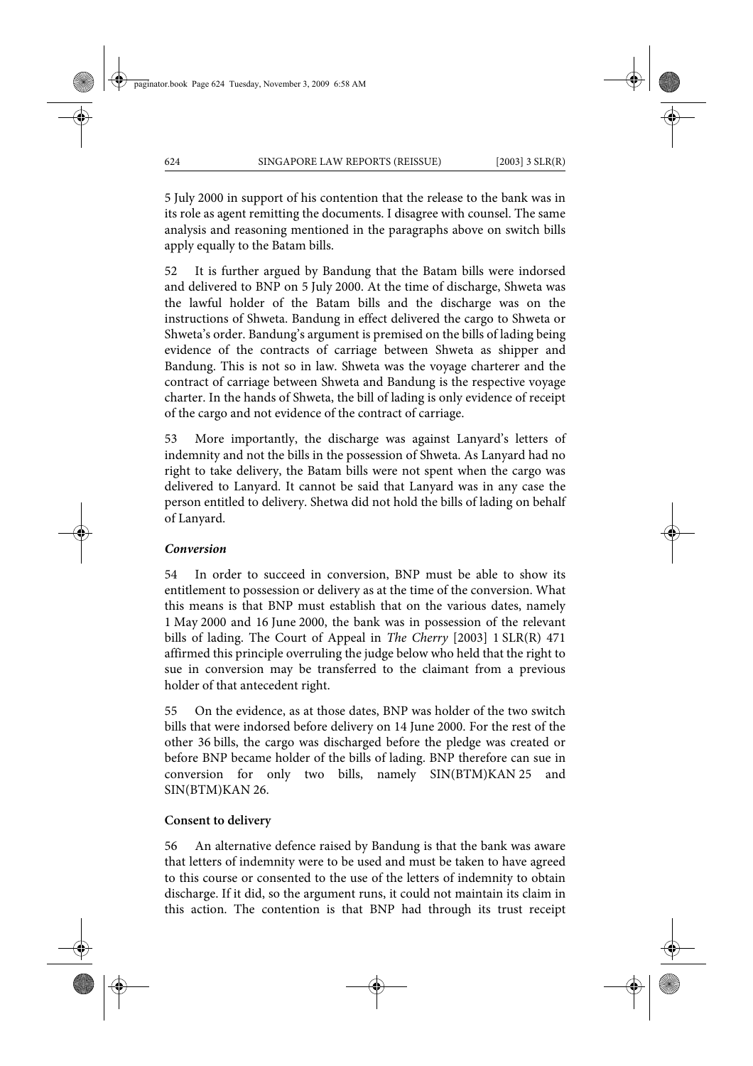5 July 2000 in support of his contention that the release to the bank was in its role as agent remitting the documents. I disagree with counsel. The same analysis and reasoning mentioned in the paragraphs above on switch bills apply equally to the Batam bills.

52 It is further argued by Bandung that the Batam bills were indorsed and delivered to BNP on 5 July 2000. At the time of discharge, Shweta was the lawful holder of the Batam bills and the discharge was on the instructions of Shweta. Bandung in effect delivered the cargo to Shweta or Shweta's order. Bandung's argument is premised on the bills of lading being evidence of the contracts of carriage between Shweta as shipper and Bandung. This is not so in law. Shweta was the voyage charterer and the contract of carriage between Shweta and Bandung is the respective voyage charter. In the hands of Shweta, the bill of lading is only evidence of receipt of the cargo and not evidence of the contract of carriage.

53 More importantly, the discharge was against Lanyard's letters of indemnity and not the bills in the possession of Shweta. As Lanyard had no right to take delivery, the Batam bills were not spent when the cargo was delivered to Lanyard. It cannot be said that Lanyard was in any case the person entitled to delivery. Shetwa did not hold the bills of lading on behalf of Lanyard.

### *Conversion*

54 In order to succeed in conversion, BNP must be able to show its entitlement to possession or delivery as at the time of the conversion. What this means is that BNP must establish that on the various dates, namely 1 May 2000 and 16 June 2000, the bank was in possession of the relevant bills of lading. The Court of Appeal in *The Cherry* [2003] 1 SLR(R) 471 affirmed this principle overruling the judge below who held that the right to sue in conversion may be transferred to the claimant from a previous holder of that antecedent right.

55 On the evidence, as at those dates, BNP was holder of the two switch bills that were indorsed before delivery on 14 June 2000. For the rest of the other 36 bills, the cargo was discharged before the pledge was created or before BNP became holder of the bills of lading. BNP therefore can sue in conversion for only two bills, namely SIN(BTM)KAN 25 and SIN(BTM)KAN 26.

### Consent to delivery

56 An alternative defence raised by Bandung is that the bank was aware that letters of indemnity were to be used and must be taken to have agreed to this course or consented to the use of the letters of indemnity to obtain discharge. If it did, so the argument runs, it could not maintain its claim in this action. The contention is that BNP had through its trust receipt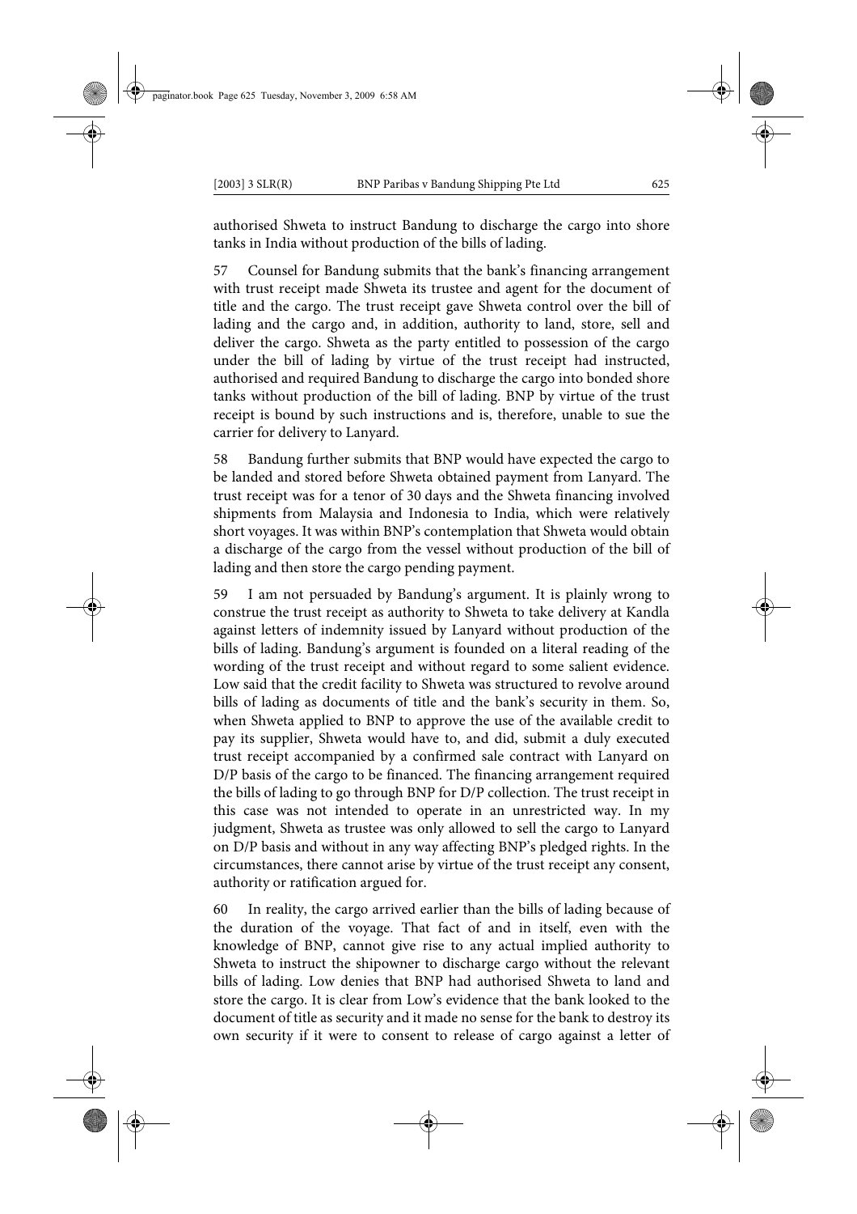authorised Shweta to instruct Bandung to discharge the cargo into shore tanks in India without production of the bills of lading.

57 Counsel for Bandung submits that the bank's financing arrangement with trust receipt made Shweta its trustee and agent for the document of title and the cargo. The trust receipt gave Shweta control over the bill of lading and the cargo and, in addition, authority to land, store, sell and deliver the cargo. Shweta as the party entitled to possession of the cargo under the bill of lading by virtue of the trust receipt had instructed, authorised and required Bandung to discharge the cargo into bonded shore tanks without production of the bill of lading. BNP by virtue of the trust receipt is bound by such instructions and is, therefore, unable to sue the carrier for delivery to Lanyard.

58 Bandung further submits that BNP would have expected the cargo to be landed and stored before Shweta obtained payment from Lanyard. The trust receipt was for a tenor of 30 days and the Shweta financing involved shipments from Malaysia and Indonesia to India, which were relatively short voyages. It was within BNP's contemplation that Shweta would obtain a discharge of the cargo from the vessel without production of the bill of lading and then store the cargo pending payment.

59 I am not persuaded by Bandung's argument. It is plainly wrong to construe the trust receipt as authority to Shweta to take delivery at Kandla against letters of indemnity issued by Lanyard without production of the bills of lading. Bandung's argument is founded on a literal reading of the wording of the trust receipt and without regard to some salient evidence. Low said that the credit facility to Shweta was structured to revolve around bills of lading as documents of title and the bank's security in them. So, when Shweta applied to BNP to approve the use of the available credit to pay its supplier, Shweta would have to, and did, submit a duly executed trust receipt accompanied by a confirmed sale contract with Lanyard on D/P basis of the cargo to be financed. The financing arrangement required the bills of lading to go through BNP for D/P collection. The trust receipt in this case was not intended to operate in an unrestricted way. In my judgment, Shweta as trustee was only allowed to sell the cargo to Lanyard on D/P basis and without in any way affecting BNP's pledged rights. In the circumstances, there cannot arise by virtue of the trust receipt any consent, authority or ratification argued for.

60 In reality, the cargo arrived earlier than the bills of lading because of the duration of the voyage. That fact of and in itself, even with the knowledge of BNP, cannot give rise to any actual implied authority to Shweta to instruct the shipowner to discharge cargo without the relevant bills of lading. Low denies that BNP had authorised Shweta to land and store the cargo. It is clear from Low's evidence that the bank looked to the document of title as security and it made no sense for the bank to destroy its own security if it were to consent to release of cargo against a letter of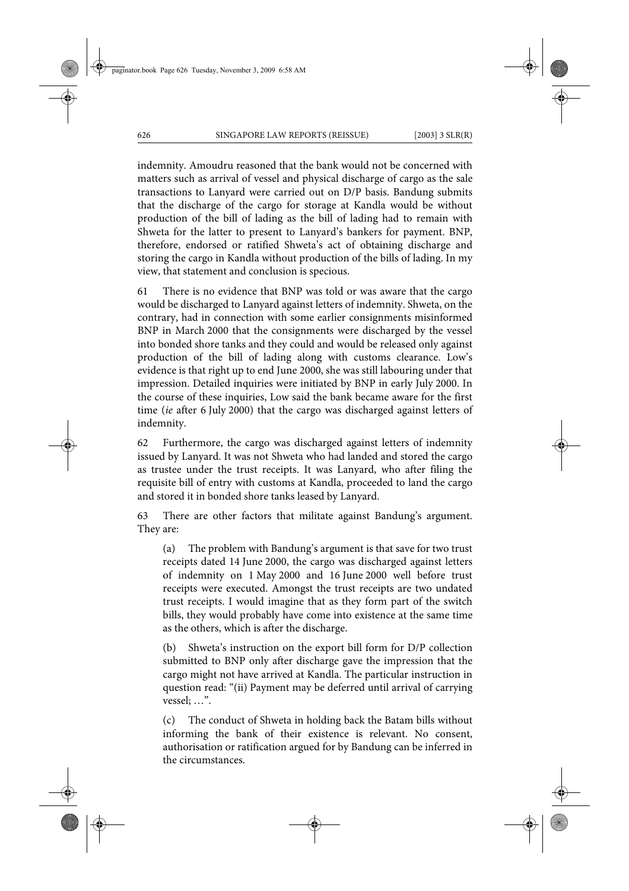indemnity. Amoudru reasoned that the bank would not be concerned with matters such as arrival of vessel and physical discharge of cargo as the sale transactions to Lanyard were carried out on D/P basis. Bandung submits that the discharge of the cargo for storage at Kandla would be without production of the bill of lading as the bill of lading had to remain with Shweta for the latter to present to Lanyard's bankers for payment. BNP, therefore, endorsed or ratified Shweta's act of obtaining discharge and storing the cargo in Kandla without production of the bills of lading. In my view, that statement and conclusion is specious.

61 There is no evidence that BNP was told or was aware that the cargo would be discharged to Lanyard against letters of indemnity. Shweta, on the contrary, had in connection with some earlier consignments misinformed BNP in March 2000 that the consignments were discharged by the vessel into bonded shore tanks and they could and would be released only against production of the bill of lading along with customs clearance. Low's evidence is that right up to end June 2000, she was still labouring under that impression. Detailed inquiries were initiated by BNP in early July 2000. In the course of these inquiries, Low said the bank became aware for the first time (*ie* after 6 July 2000) that the cargo was discharged against letters of indemnity.

62 Furthermore, the cargo was discharged against letters of indemnity issued by Lanyard. It was not Shweta who had landed and stored the cargo as trustee under the trust receipts. It was Lanyard, who after filing the requisite bill of entry with customs at Kandla, proceeded to land the cargo and stored it in bonded shore tanks leased by Lanyard.

63 There are other factors that militate against Bandung's argument. They are:

(a) The problem with Bandung's argument is that save for two trust receipts dated 14 June 2000, the cargo was discharged against letters of indemnity on 1 May 2000 and 16 June 2000 well before trust receipts were executed. Amongst the trust receipts are two undated trust receipts. I would imagine that as they form part of the switch bills, they would probably have come into existence at the same time as the others, which is after the discharge.

(b) Shweta's instruction on the export bill form for D/P collection submitted to BNP only after discharge gave the impression that the cargo might not have arrived at Kandla. The particular instruction in question read: "(ii) Payment may be deferred until arrival of carrying vessel; …".

(c) The conduct of Shweta in holding back the Batam bills without informing the bank of their existence is relevant. No consent, authorisation or ratification argued for by Bandung can be inferred in the circumstances.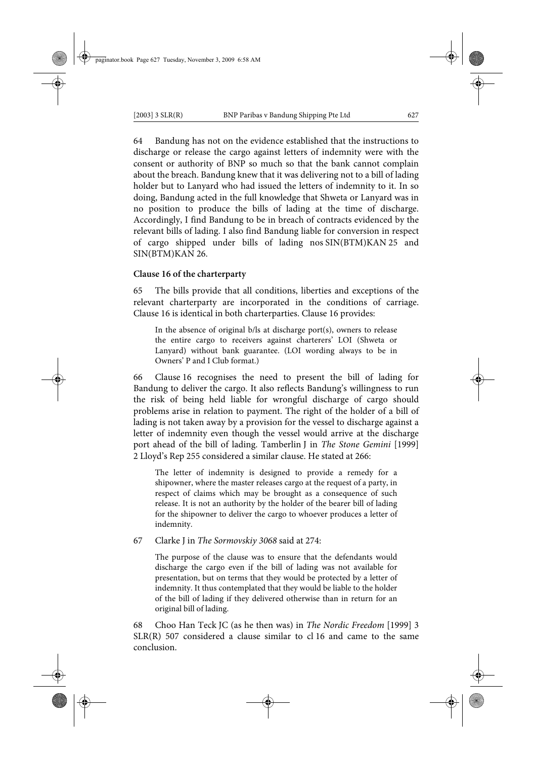64 Bandung has not on the evidence established that the instructions to discharge or release the cargo against letters of indemnity were with the consent or authority of BNP so much so that the bank cannot complain about the breach. Bandung knew that it was delivering not to a bill of lading holder but to Lanyard who had issued the letters of indemnity to it. In so doing, Bandung acted in the full knowledge that Shweta or Lanyard was in no position to produce the bills of lading at the time of discharge. Accordingly, I find Bandung to be in breach of contracts evidenced by the relevant bills of lading. I also find Bandung liable for conversion in respect of cargo shipped under bills of lading nos SIN(BTM)KAN 25 and SIN(BTM)KAN 26.

**Clause 16 of the charterparty**

65 The bills provide that all conditions, liberties and exceptions of the relevant charterparty are incorporated in the conditions of carriage. Clause 16 is identical in both charterparties. Clause 16 provides:

> In the absence of original b/ls at discharge port(s), owners to release the entire cargo to receivers against charterers' LOI (Shweta or Lanyard) without bank guarantee. (LOI wording always to be in Owners' P and I Club format.)

66 Clause 16 recognises the need to present the bill of lading for Bandung to deliver the cargo. It also reflects Bandung's willingness to run the risk of being held liable for wrongful discharge of cargo should problems arise in relation to payment. The right of the holder of a bill of lading is not taken away by a provision for the vessel to discharge against a letter of indemnity even though the vessel would arrive at the discharge port ahead of the bill of lading. Tamberlin J in *The Stone Gemini* [1999] 2 Lloyd's Rep 255 considered a similar clause. He stated at 266:

> The letter of indemnity is designed to provide a remedy for a shipowner, where the master releases cargo at the request of a party, in respect of claims which may be brought as a consequence of such release. It is not an authority by the holder of the bearer bill of lading for the shipowner to deliver the cargo to whoever produces a letter of indemnity.

67 Clarke J in *The Sormovskiy 3068* said at 274:

> The purpose of the clause was to ensure that the defendants would discharge the cargo even if the bill of lading was not available for presentation, but on terms that they would be protected by a letter of indemnity. It thus contemplated that they would be liable to the holder of the bill of lading if they delivered otherwise than in return for an original bill of lading.

68 Choo Han Teck JC (as he then was) in *The Nordic Freedom* [1999] 3 SLR(R) 507 considered a clause similar to cl 16 and came to the same conclusion.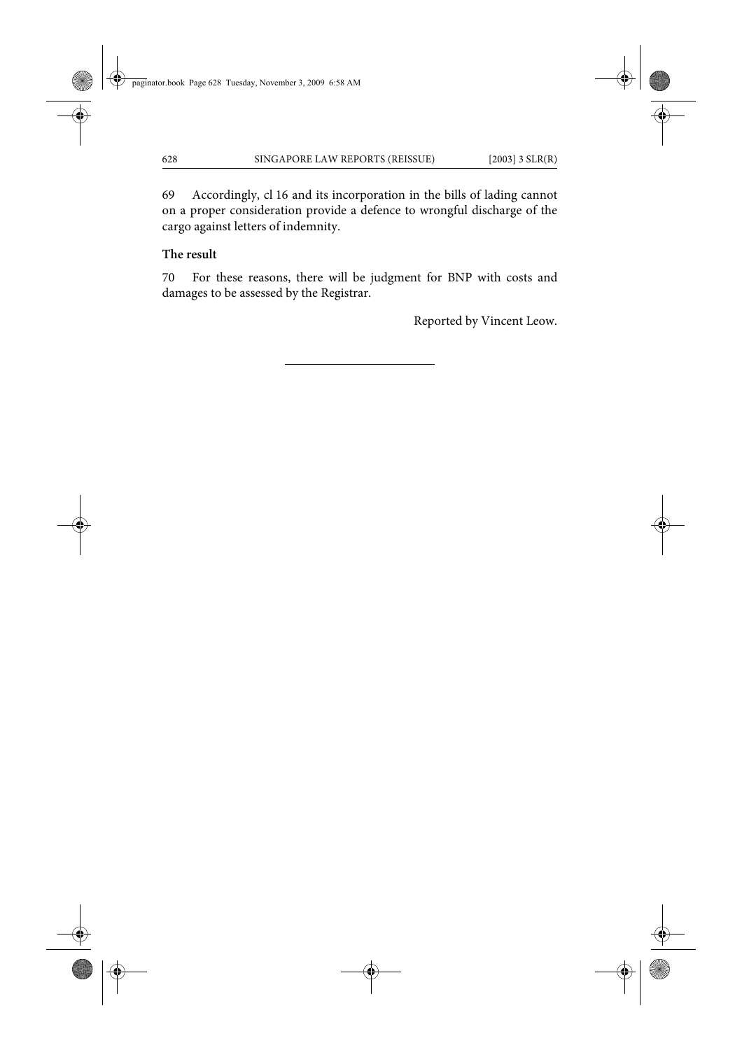69 Accordingly, cl 16 and its incorporation in the bills of lading cannot on a proper consideration provide a defence to wrongful discharge of the cargo against letters of indemnity.

**The result**

70 For these reasons, there will be judgment for BNP with costs and damages to be assessed by the Registrar.

Reported by Vincent Leow.